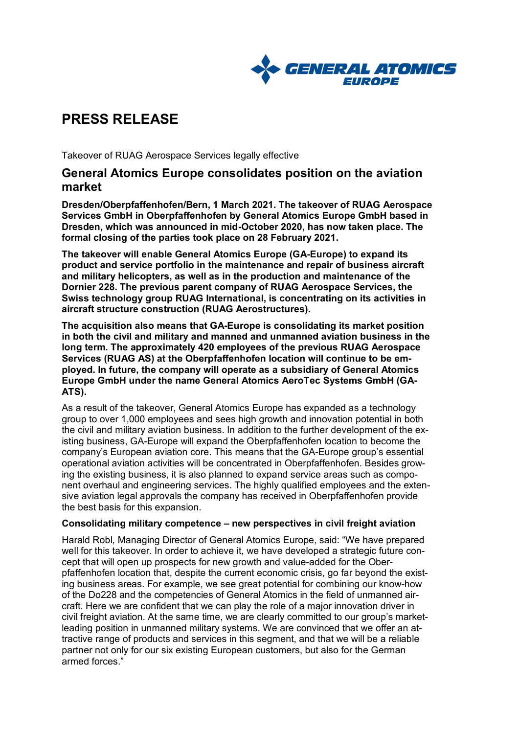# PRESS RELEASE

Takeover of RUAG Aerospace Services legally effective

## General Atomics Europe consolidates position on the aviation market

**Dresden/Oberpfaffenhofen/Bern, 1 March 2021. The takeover of RUAG Aerospace Services GmbH in Oberpfaffenhofen by General Atomics Europe GmbH based in Dresden, which was announced in mid-October 2020, has now taken place. The formal closing of the parties took place on 28 February 2021.**

**The takeover will enable General Atomics Europe (GA-Europe) to expand its product and service portfolio in the maintenance and repair of business aircraft and military helicopters, as well as in the production and maintenance of the Dornier 228. The previous parent company of RUAG Aerospace Services, the Swiss technology group RUAG International, is concentrating on its activities in aircraft structure construction (RUAG Aerostructures).**

**The acquisition also means that GA-Europe is consolidating its market position in both the civil and military and manned and unmanned aviation business in the long term. The approximately 420 employees of the previous RUAG Aerospace Services (RUAG AS) at the Oberpfaffenhofen location will continue to be employed. In future, the company will operate as a subsidiary of General Atomics Europe GmbH under the name General Atomics AeroTec Systems GmbH (GA-ATS).**

As a result of the takeover, General Atomics Europe has expanded as a technology group to over 1,000 employees and sees high growth and innovation potential in both the civil and military aviation business. In addition to the further development of the existing business, GA-Europe will expand the Oberpfaffenhofen location to become the company's European aviation core. This means that the GA-Europe group's essential operational aviation activities will be concentrated in Oberpfaffenhofen. Besides growing the existing business, it is also planned to expand service areas such as component overhaul and engineering services. The highly qualified employees and the extensive aviation legal approvals the company has received in Oberpfaffenhofen provide the best basis for this expansion.

**Consolidating military competence – new perspectives in civil freight aviation**

Harald Robl, Managing Director of General Atomics Europe, said: "We have prepared well for this takeover. In order to achieve it, we have developed a strategic future concept that will open up prospects for new growth and value-added for the Oberpfaffenhofen location that, despite the current economic crisis, go far beyond the existing business areas. For example, we see great potential for combining our know-how of the Do228 and the competencies of General Atomics in the field of unmanned aircraft. Here we are confident that we can play the role of a major innovation driver in civil freight aviation. At the same time, we are clearly committed to our group's market-leading position in unmanned military systems. We are convinced that we offer an attractive range of products and services in this segment, and that we will be a reliable partner not only for our six existing European customers, but also for the German armed forces."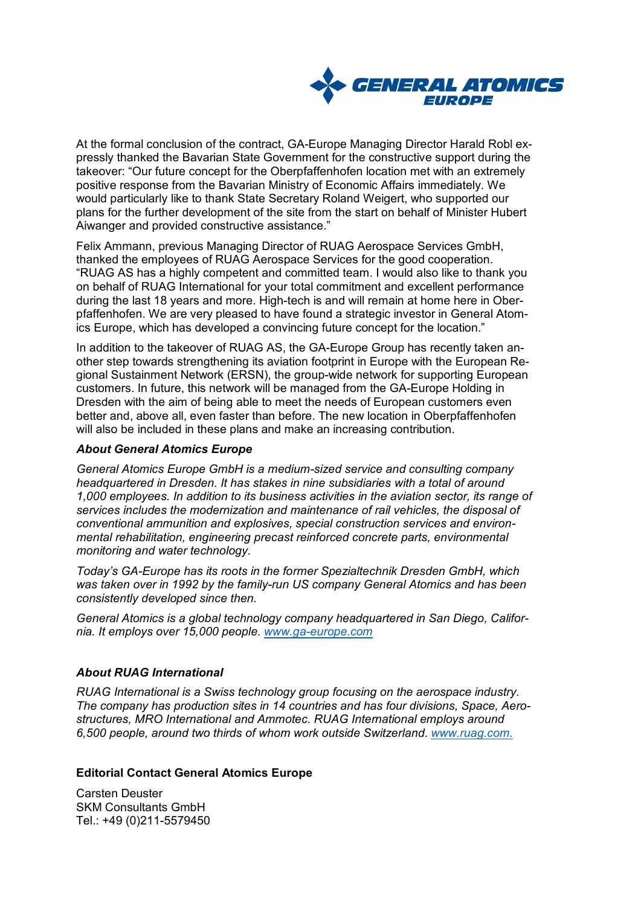At the formal conclusion of the contract, GA-Europe Managing Director Harald Robl expressly thanked the Bavarian State Government for the constructive support during the takeover: "Our future concept for the Oberpfaffenhofen location met with an extremely positive response from the Bavarian Ministry of Economic Affairs immediately. We would particularly like to thank State Secretary Roland Weigert, who supported our plans for the further development of the site from the start on behalf of Minister Hubert Aiwanger and provided constructive assistance."

Felix Ammann, previous Managing Director of RUAG Aerospace Services GmbH, thanked the employees of RUAG Aerospace Services for the good cooperation. "RUAG AS has a highly competent and committed team. I would also like to thank you on behalf of RUAG International for your total commitment and excellent performance during the last 18 years and more. High-tech is and will remain at home here in Oberpfaffenhofen. We are very pleased to have found a strategic investor in General Atomics Europe, which has developed a convincing future concept for the location."

In addition to the takeover of RUAG AS, the GA-Europe Group has recently taken another step towards strengthening its aviation footprint in Europe with the European Regional Sustainment Network (ERSN), the group-wide network for supporting European customers. In future, this network will be managed from the GA-Europe Holding in Dresden with the aim of being able to meet the needs of European customers even better and, above all, even faster than before. The new location in Oberpfaffenhofen will also be included in these plans and make an increasing contribution.

***About General Atomics Europe***

*General Atomics Europe GmbH is a medium-sized service and consulting company headquartered in Dresden. It has stakes in nine subsidiaries with a total of around 1,000 employees. In addition to its business activities in the aviation sector, its range of services includes the modernization and maintenance of rail vehicles, the disposal of conventional ammunition and explosives, special construction services and environmental rehabilitation, engineering precast reinforced concrete parts, environmental monitoring and water technology.*

*Today's GA-Europe has its roots in the former Spezialtechnik Dresden GmbH, which was taken over in 1992 by the family-run US company General Atomics and has been consistently developed since then.*

*General Atomics is a global technology company headquartered in San Diego, California. It employs over 15,000 people. www.ga-europe.com*

***About RUAG International***

*RUAG International is a Swiss technology group focusing on the aerospace industry. The company has production sites in 14 countries and has four divisions, Space, Aerostructures, MRO International and Ammotec. RUAG International employs around 6,500 people, around two thirds of whom work outside Switzerland. www.ruag.com.*

**Editorial Contact General Atomics Europe**

Carsten Deuster
SKM Consultants GmbH
Tel.: +49 (0)211-5579450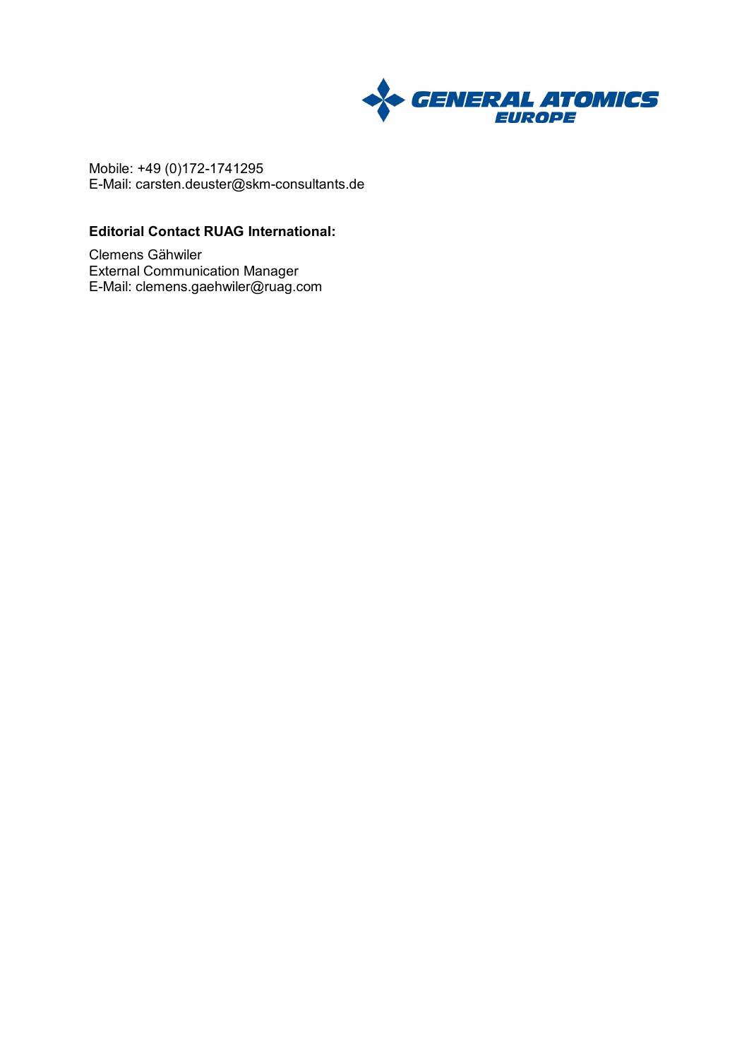Mobile: +49 (0)172-1741295
E-Mail: carsten.deuster@skm-consultants.de

**Editorial Contact RUAG International:**

Clemens Gähwiler
External Communication Manager
E-Mail: clemens.gaehwiler@ruag.com